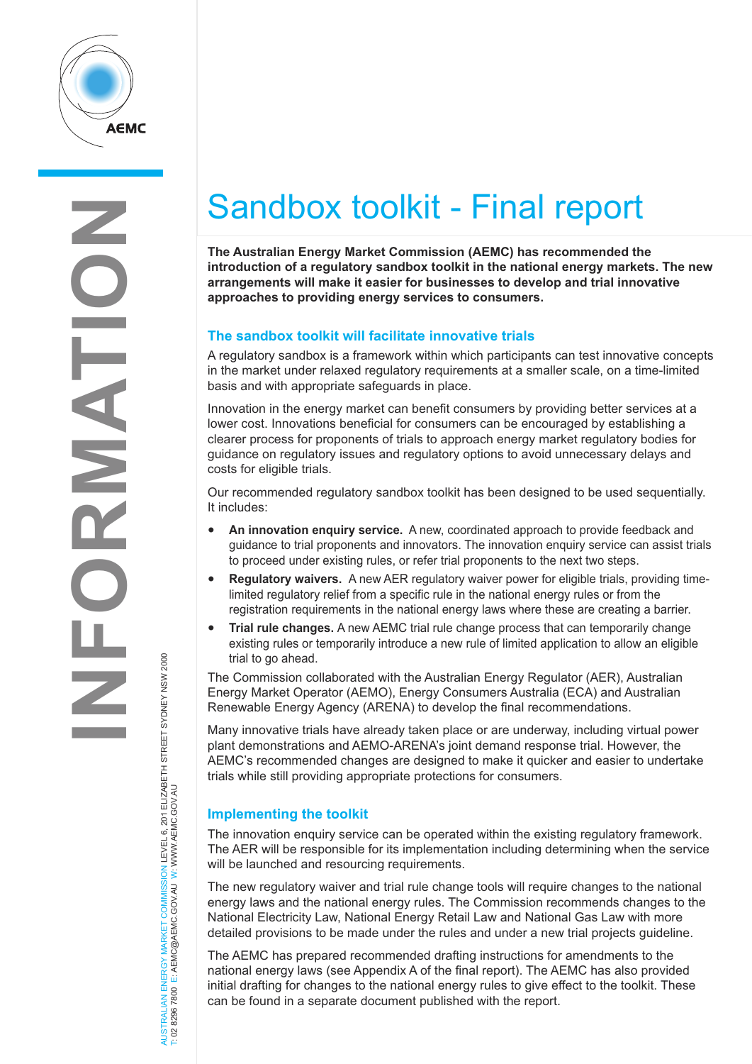# Sandbox toolkit - Final report

**The Australian Energy Market Commission (AEMC) has recommended the introduction of a regulatory sandbox toolkit in the national energy markets. The new arrangements will make it easier for businesses to develop and trial innovative approaches to providing energy services to consumers.**

## The sandbox toolkit will facilitate innovative trials

A regulatory sandbox is a framework within which participants can test innovative concepts in the market under relaxed regulatory requirements at a smaller scale, on a time-limited basis and with appropriate safeguards in place.

Innovation in the energy market can benefit consumers by providing better services at a lower cost. Innovations beneficial for consumers can be encouraged by establishing a clearer process for proponents of trials to approach energy market regulatory bodies for guidance on regulatory issues and regulatory options to avoid unnecessary delays and costs for eligible trials.

Our recommended regulatory sandbox toolkit has been designed to be used sequentially. It includes:

- **An innovation enquiry service.** A new, coordinated approach to provide feedback and guidance to trial proponents and innovators. The innovation enquiry service can assist trials to proceed under existing rules, or refer trial proponents to the next two steps.
- **Regulatory waivers.** A new AER regulatory waiver power for eligible trials, providing time-limited regulatory relief from a specific rule in the national energy rules or from the registration requirements in the national energy laws where these are creating a barrier.
- **Trial rule changes.** A new AEMC trial rule change process that can temporarily change existing rules or temporarily introduce a new rule of limited application to allow an eligible trial to go ahead.

The Commission collaborated with the Australian Energy Regulator (AER), Australian Energy Market Operator (AEMO), Energy Consumers Australia (ECA) and Australian Renewable Energy Agency (ARENA) to develop the final recommendations.

Many innovative trials have already taken place or are underway, including virtual power plant demonstrations and AEMO-ARENA's joint demand response trial. However, the AEMC's recommended changes are designed to make it quicker and easier to undertake trials while still providing appropriate protections for consumers.

## Implementing the toolkit

The innovation enquiry service can be operated within the existing regulatory framework. The AER will be responsible for its implementation including determining when the service will be launched and resourcing requirements.

The new regulatory waiver and trial rule change tools will require changes to the national energy laws and the national energy rules. The Commission recommends changes to the National Electricity Law, National Energy Retail Law and National Gas Law with more detailed provisions to be made under the rules and under a new trial projects guideline.

The AEMC has prepared recommended drafting instructions for amendments to the national energy laws (see Appendix A of the final report). The AEMC has also provided initial drafting for changes to the national energy rules to give effect to the toolkit. These can be found in a separate document published with the report.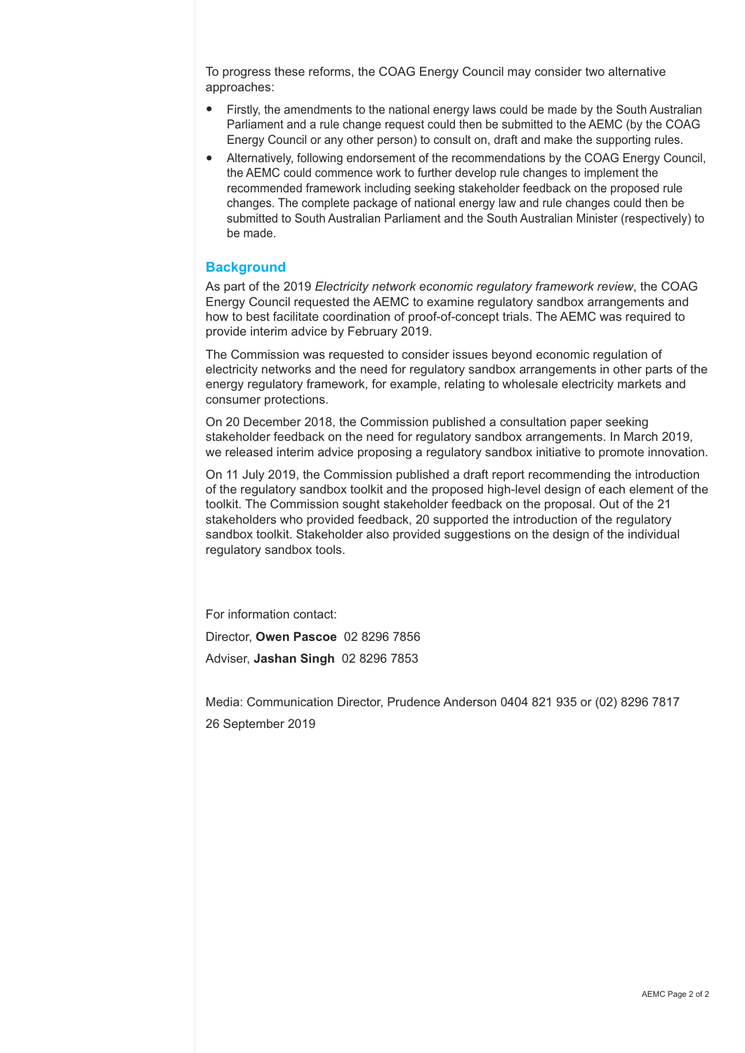To progress these reforms, the COAG Energy Council may consider two alternative approaches:

- Firstly, the amendments to the national energy laws could be made by the South Australian Parliament and a rule change request could then be submitted to the AEMC (by the COAG Energy Council or any other person) to consult on, draft and make the supporting rules.
- Alternatively, following endorsement of the recommendations by the COAG Energy Council, the AEMC could commence work to further develop rule changes to implement the recommended framework including seeking stakeholder feedback on the proposed rule changes. The complete package of national energy law and rule changes could then be submitted to South Australian Parliament and the South Australian Minister (respectively) to be made.

## Background

As part of the 2019 *Electricity network economic regulatory framework review*, the COAG Energy Council requested the AEMC to examine regulatory sandbox arrangements and how to best facilitate coordination of proof-of-concept trials. The AEMC was required to provide interim advice by February 2019.

The Commission was requested to consider issues beyond economic regulation of electricity networks and the need for regulatory sandbox arrangements in other parts of the energy regulatory framework, for example, relating to wholesale electricity markets and consumer protections.

On 20 December 2018, the Commission published a consultation paper seeking stakeholder feedback on the need for regulatory sandbox arrangements. In March 2019, we released interim advice proposing a regulatory sandbox initiative to promote innovation.

On 11 July 2019, the Commission published a draft report recommending the introduction of the regulatory sandbox toolkit and the proposed high-level design of each element of the toolkit. The Commission sought stakeholder feedback on the proposal. Out of the 21 stakeholders who provided feedback, 20 supported the introduction of the regulatory sandbox toolkit. Stakeholder also provided suggestions on the design of the individual regulatory sandbox tools.

For information contact:

Director, **Owen Pascoe** 02 8296 7856

Adviser, **Jashan Singh** 02 8296 7853

Media: Communication Director, Prudence Anderson 0404 821 935 or (02) 8296 7817

26 September 2019